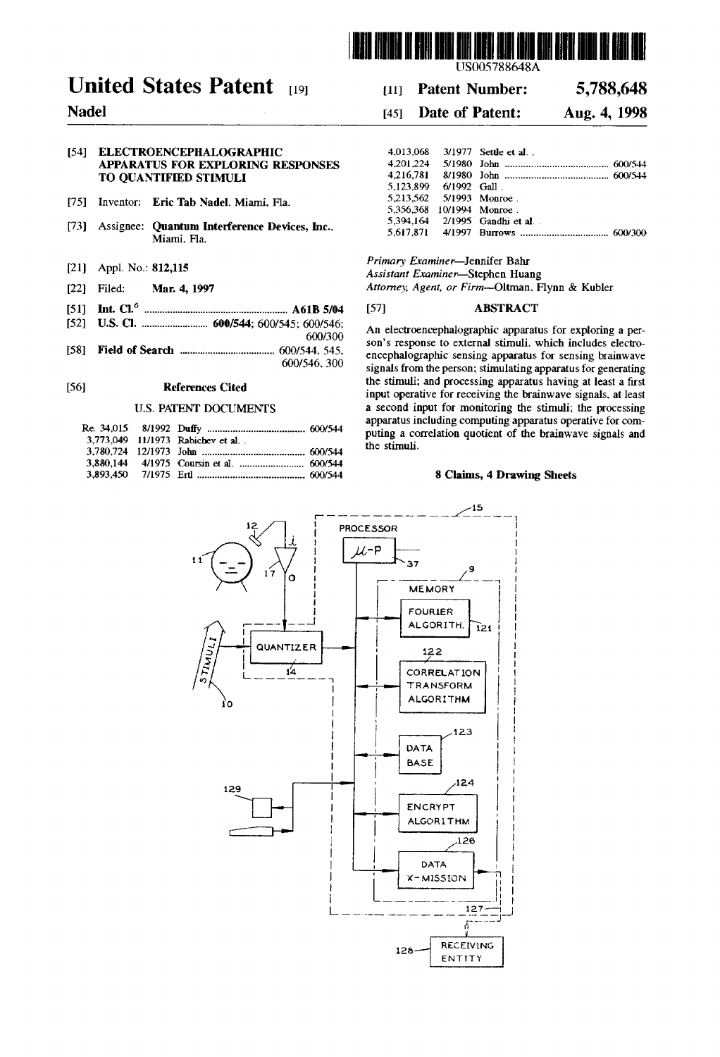US005788648A

# United States Patent [19]

**Nadel**

[11] **Patent Number: 5,788,648**

[45] **Date of Patent: Aug. 4, 1998**

[54] **ELECTROENCEPHALOGRAPHIC APPARATUS FOR EXPLORING RESPONSES TO QUANTIFIED STIMULI**

[75] Inventor: **Eric Tab Nadel**, Miami, Fla.

[73] Assignee: **Quantum Interference Devices, Inc.**, Miami, Fla.

[21] Appl. No.: **812,115**

[22] Filed: **Mar. 4, 1997**

[51] **Int. Cl.**[6] ....... **A61B 5/04**

[52] **U.S. Cl.** ....... **600/544**; 600/545; 600/546; 600/300

[58] **Field of Search** ....... 600/544, 545, 600/546, 300

[56] **References Cited**

U.S. PATENT DOCUMENTS

| | | | |
|---|---|---|---|
| Re. 34,015 | 8/1992 | Duffy | 600/544 |
| 3,773,049 | 11/1973 | Rabichev et al. | |
| 3,780,724 | 12/1973 | John | 600/544 |
| 3,880,144 | 4/1975 | Coursin et al. | 600/544 |
| 3,893,450 | 7/1975 | Ertl | 600/544 |
| 4,013,068 | 3/1977 | Settle et al. | |
| 4,201,224 | 5/1980 | John | 600/544 |
| 4,216,781 | 8/1980 | John | 600/544 |
| 5,123,899 | 6/1992 | Gall | |
| 5,213,562 | 5/1993 | Monroe | |
| 5,356,368 | 10/1994 | Monroe | |
| 5,394,164 | 2/1995 | Gandhi et al. | |
| 5,617,871 | 4/1997 | Burrows | 600/300 |

*Primary Examiner*—Jennifer Bahr
*Assistant Examiner*—Stephen Huang
*Attorney, Agent, or Firm*—Oltman, Flynn & Kubler

[57] **ABSTRACT**

An electroencephalographic apparatus for exploring a person's response to external stimuli, which includes electroencephalographic sensing apparatus for sensing brainwave signals from the person; stimulating apparatus for generating the stimuli; and processing apparatus having at least a first input operative for receiving the brainwave signals, at least a second input for monitoring the stimuli; the processing apparatus including computing apparatus operative for computing a correlation quotient of the brainwave signals and the stimuli.

**8 Claims, 4 Drawing Sheets**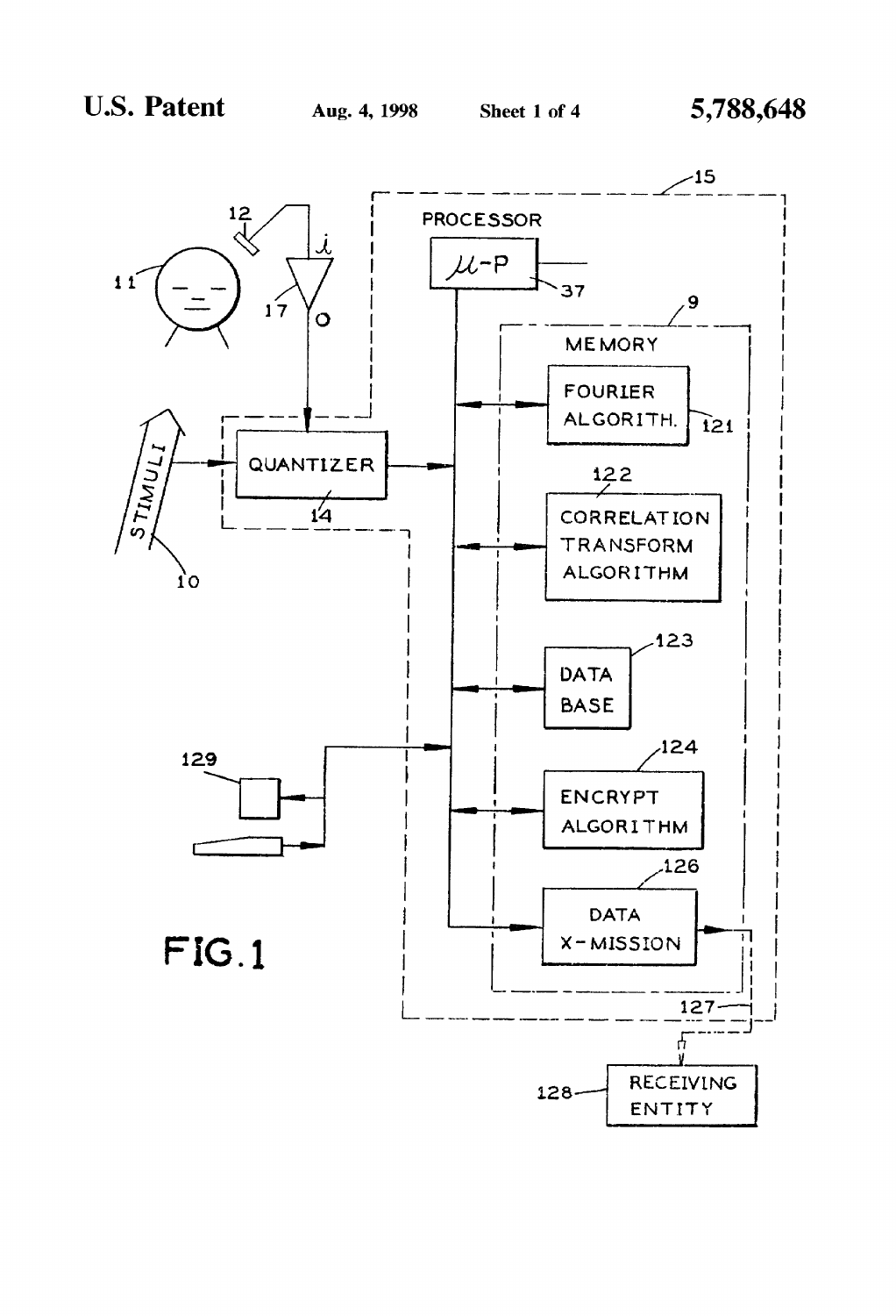PROCESSOR

μ-P

MEMORY

FOURIER ALGORITH.

CORRELATION TRANSFORM ALGORITHM

DATA BASE

ENCRYPT ALGORITHM

DATA X-MISSION

QUANTIZER

STIMULI

RECEIVING ENTITY

FIG. 1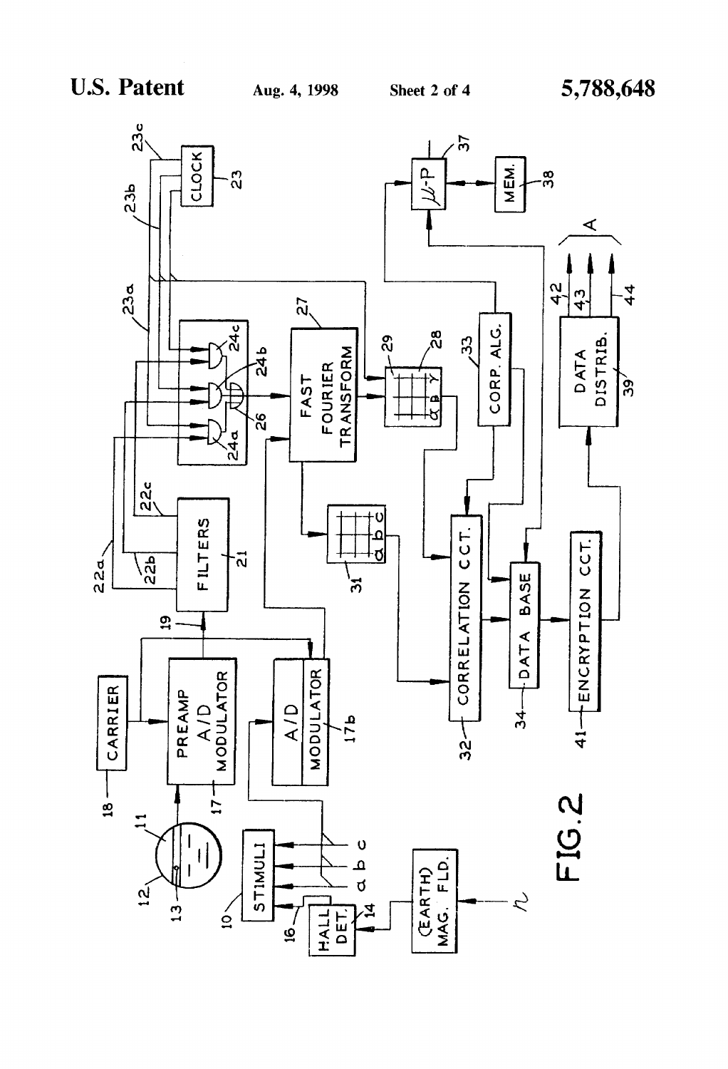FIG. 2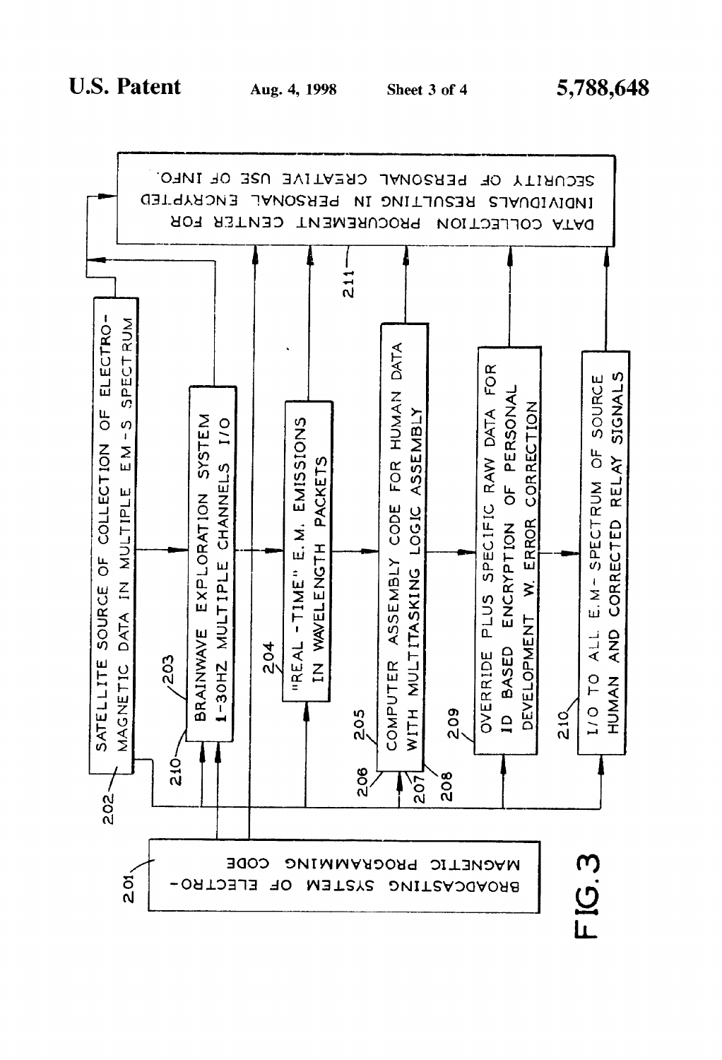DATA COLLECTION PROCUREMENT CENTER FOR INDIVIDUALS RESULTING IN PERSONAL ENCRYPTED SECURITY OF PERSONAL CREATIVE USE OF INFO.

211

202 SATELLITE SOURCE OF COLLECTION OF ELECTRO-MAGNETIC DATA IN MULTIPLE E.M-S SPECTRUM

203, 210 BRAINWAVE EXPLORATION SYSTEM 1-30HZ MULTIPLE CHANNELS I/O

204 "REAL-TIME" E.M. EMISSIONS IN WAVELENGTH PACKETS

205, 206, 207, 208 COMPUTER ASSEMBLY CODE FOR HUMAN DATA WITH MULTITASKING LOGIC ASSEMBLY

209 OVERRIDE PLUS SPECIFIC RAW DATA FOR ID BASED ENCRYPTION OF PERSONAL DEVELOPMENT W. ERROR CORRECTION

210 I/O TO ALL E.M-SPECTRUM OF SOURCE HUMAN AND CORRECTED RELAY SIGNALS

201 BROADCASTING SYSTEM OF ELECTRO-MAGNETIC PROGRAMMING CODE

FIG. 3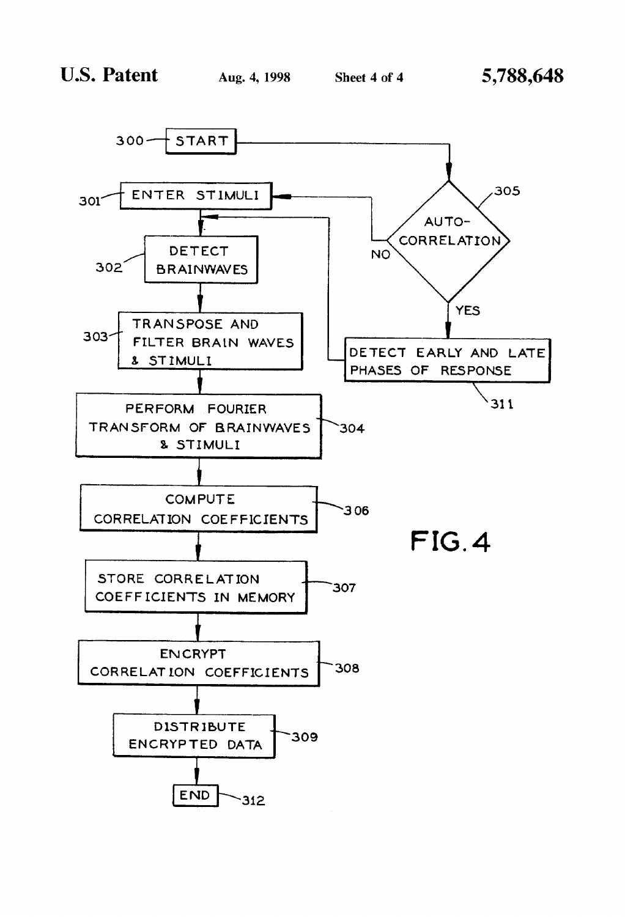300 START

301 ENTER STIMULI

302 DETECT BRAINWAVES

303 TRANSPOSE AND FILTER BRAIN WAVES & STIMULI

304 PERFORM FOURIER TRANSFORM OF BRAINWAVES & STIMULI

305 AUTO-CORRELATION

- NO
- YES

311 DETECT EARLY AND LATE PHASES OF RESPONSE

306 COMPUTE CORRELATION COEFFICIENTS

307 STORE CORRELATION COEFFICIENTS IN MEMORY

308 ENCRYPT CORRELATION COEFFICIENTS

309 DISTRIBUTE ENCRYPTED DATA

312 END

FIG. 4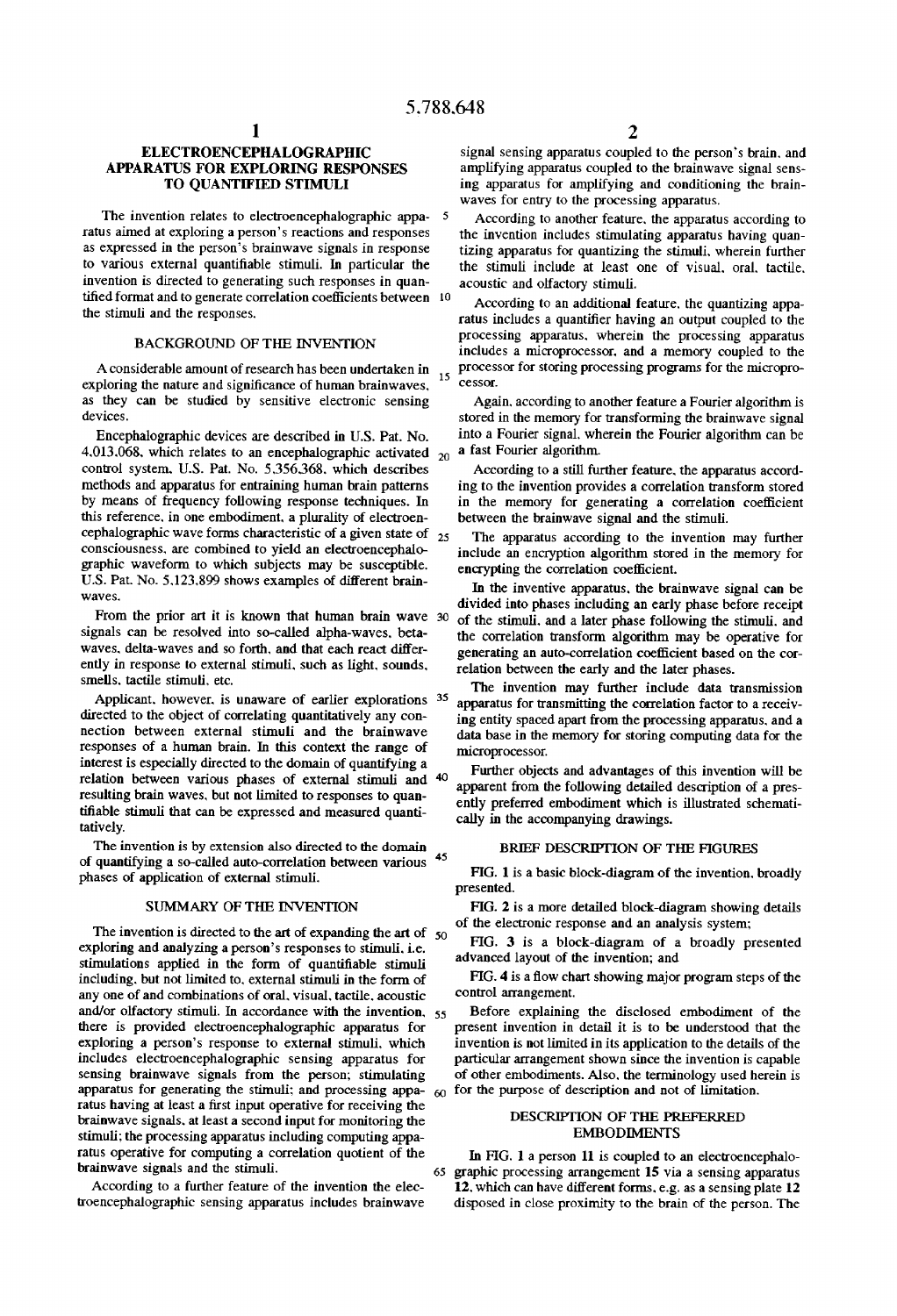# ELECTROENCEPHALOGRAPHIC APPARATUS FOR EXPLORING RESPONSES TO QUANTIFIED STIMULI

The invention relates to electroencephalographic apparatus aimed at exploring a person's reactions and responses as expressed in the person's brainwave signals in response to various external quantifiable stimuli. In particular the invention is directed to generating such responses in quantified format and to generate correlation coefficients between the stimuli and the responses.

## BACKGROUND OF THE INVENTION

A considerable amount of research has been undertaken in exploring the nature and significance of human brainwaves, as they can be studied by sensitive electronic sensing devices.

Encephalographic devices are described in U.S. Pat. No. 4,013,068, which relates to an encephalographic activated control system. U.S. Pat. No. 5,356,368, which describes methods and apparatus for entraining human brain patterns by means of frequency following response techniques. In this reference, in one embodiment, a plurality of electroencephalographic wave forms characteristic of a given state of consciousness, are combined to yield an electroencephalographic waveform to which subjects may be susceptible. U.S. Pat. No. 5,123,899 shows examples of different brainwaves.

From the prior art it is known that human brain wave signals can be resolved into so-called alpha-waves, beta-waves, delta-waves and so forth, and that each react differently in response to external stimuli, such as light, sounds, smells, tactile stimuli, etc.

Applicant, however, is unaware of earlier explorations directed to the object of correlating quantitatively any connection between external stimuli and the brainwave responses of a human brain. In this context the range of interest is especially directed to the domain of quantifying a relation between various phases of external stimuli and resulting brain waves, but not limited to responses to quantifiable stimuli that can be expressed and measured quantitatively.

The invention is by extension also directed to the domain of quantifying a so-called auto-correlation between various phases of application of external stimuli.

## SUMMARY OF THE INVENTION

The invention is directed to the art of expanding the art of exploring and analyzing a person's responses to stimuli, i.e. stimulations applied in the form of quantifiable stimuli including, but not limited to, external stimuli in the form of any one of and combinations of oral, visual, tactile, acoustic and/or olfactory stimuli. In accordance with the invention, there is provided electroencephalographic apparatus for exploring a person's response to external stimuli, which includes electroencephalographic sensing apparatus for sensing brainwave signals from the person; stimulating apparatus for generating the stimuli; and processing apparatus having at least a first input operative for receiving the brainwave signals, at least a second input for monitoring the stimuli; the processing apparatus including computing apparatus operative for computing a correlation quotient of the brainwave signals and the stimuli.

According to a further feature of the invention the electroencephalographic sensing apparatus includes brainwave signal sensing apparatus coupled to the person's brain, and amplifying apparatus coupled to the brainwave signal sensing apparatus for amplifying and conditioning the brainwaves for entry to the processing apparatus.

According to another feature, the apparatus according to the invention includes stimulating apparatus having quantizing apparatus for quantizing the stimuli, wherein further the stimuli include at least one of visual, oral, tactile, acoustic and olfactory stimuli.

According to an additional feature, the quantizing apparatus includes a quantifier having an output coupled to the processing apparatus, wherein the processing apparatus includes a microprocessor, and a memory coupled to the processor for storing processing programs for the microprocessor.

Again, according to another feature a Fourier algorithm is stored in the memory for transforming the brainwave signal into a Fourier signal, wherein the Fourier algorithm can be a fast Fourier algorithm.

According to a still further feature, the apparatus according to the invention provides a correlation transform stored in the memory for generating a correlation coefficient between the brainwave signal and the stimuli.

The apparatus according to the invention may further include an encryption algorithm stored in the memory for encrypting the correlation coefficient.

In the inventive apparatus, the brainwave signal can be divided into phases including an early phase before receipt of the stimuli, and a later phase following the stimuli, and the correlation transform algorithm may be operative for generating an auto-correlation coefficient based on the correlation between the early and the later phases.

The invention may further include data transmission apparatus for transmitting the correlation factor to a receiving entity spaced apart from the processing apparatus, and a data base in the memory for storing computing data for the microprocessor.

Further objects and advantages of this invention will be apparent from the following detailed description of a presently preferred embodiment which is illustrated schematically in the accompanying drawings.

## BRIEF DESCRIPTION OF THE FIGURES

FIG. 1 is a basic block-diagram of the invention, broadly presented.

FIG. 2 is a more detailed block-diagram showing details of the electronic response and an analysis system;

FIG. 3 is a block-diagram of a broadly presented advanced layout of the invention; and

FIG. 4 is a flow chart showing major program steps of the control arrangement.

Before explaining the disclosed embodiment of the present invention in detail it is to be understood that the invention is not limited in its application to the details of the particular arrangement shown since the invention is capable of other embodiments. Also, the terminology used herein is for the purpose of description and not of limitation.

## DESCRIPTION OF THE PREFERRED EMBODIMENTS

In FIG. 1 a person **11** is coupled to an electroencephalographic processing arrangement **15** via a sensing apparatus **12**, which can have different forms, e.g. as a sensing plate **12** disposed in close proximity to the brain of the person. The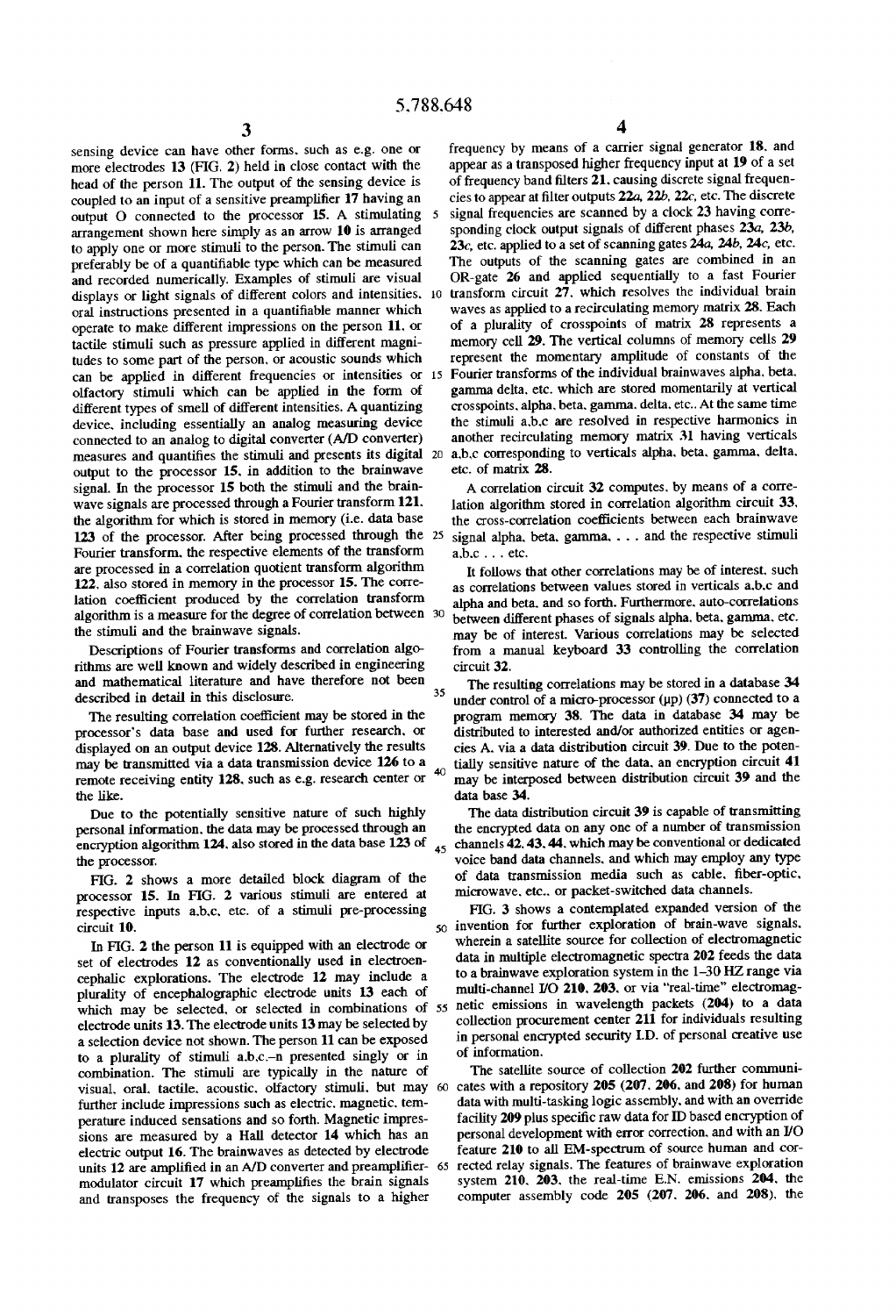sensing device can have other forms, such as e.g. one or more electrodes 13 (FIG. 2) held in close contact with the head of the person 11. The output of the sensing device is coupled to an input of a sensitive preamplifier 17 having an output O connected to the processor 15. A stimulating arrangement shown here simply as an arrow 10 is arranged to apply one or more stimuli to the person. The stimuli can preferably be of a quantifiable type which can be measured and recorded numerically. Examples of stimuli are visual displays or light signals of different colors and intensities, oral instructions presented in a quantifiable manner which operate to make different impressions on the person 11, or tactile stimuli such as pressure applied in different magnitudes to some part of the person, or acoustic sounds which can be applied in different frequencies or intensities or olfactory stimuli which can be applied in the form of different types of smell of different intensities. A quantizing device, including essentially an analog measuring device connected to an analog to digital converter (A/D converter) measures and quantifies the stimuli and presents its digital output to the processor 15, in addition to the brainwave signal. In the processor 15 both the stimuli and the brainwave signals are processed through a Fourier transform 121, the algorithm for which is stored in memory (i.e. data base 123 of the processor. After being processed through the Fourier transform, the respective elements of the transform are processed in a correlation quotient transform algorithm 122, also stored in memory in the processor 15. The correlation coefficient produced by the correlation transform algorithm is a measure for the degree of correlation between the stimuli and the brainwave signals.

Descriptions of Fourier transforms and correlation algorithms are well known and widely described in engineering and mathematical literature and have therefore not been described in detail in this disclosure.

The resulting correlation coefficient may be stored in the processor's data base and used for further research, or displayed on an output device 128. Alternatively the results may be transmitted via a data transmission device 126 to a remote receiving entity 128, such as e.g. research center or the like.

Due to the potentially sensitive nature of such highly personal information, the data may be processed through an encryption algorithm 124, also stored in the data base 123 of the processor.

FIG. 2 shows a more detailed block diagram of the processor 15. In FIG. 2 various stimuli are entered at respective inputs a,b,c, etc. of a stimuli pre-processing circuit 10.

In FIG. 2 the person 11 is equipped with an electrode or set of electrodes 12 as conventionally used in electroencephalic explorations. The electrode 12 may include a plurality of encephalographic electrode units 13 each of which may be selected, or selected in combinations of electrode units 13. The electrode units 13 may be selected by a selection device not shown. The person 11 can be exposed to a plurality of stimuli a,b,c,–n presented singly or in combination. The stimuli are typically in the nature of visual, oral, tactile, acoustic, olfactory stimuli, but may further include impressions such as electric, magnetic, temperature induced sensations and so forth. Magnetic impressions are measured by a Hall detector 14 which has an electric output 16. The brainwaves as detected by electrode units 12 are amplified in an A/D converter and preamplifier-modulator circuit 17 which preamplifies the brain signals and transposes the frequency of the signals to a higher frequency by means of a carrier signal generator 18, and appear as a transposed higher frequency input at 19 of a set of frequency band filters 21, causing discrete signal frequencies to appear at filter outputs 22a, 22b, 22c, etc. The discrete signal frequencies are scanned by a clock 23 having corresponding clock output signals of different phases 23a, 23b, 23c, etc. applied to a set of scanning gates 24a, 24b, 24c, etc. The outputs of the scanning gates are combined in an OR-gate 26 and applied sequentially to a fast Fourier transform circuit 27, which resolves the individual brain waves as applied to a recirculating memory matrix 28. Each of a plurality of crosspoints of matrix 28 represents a memory cell 29. The vertical columns of memory cells 29 represent the momentary amplitude of constants of the Fourier transforms of the individual brainwaves alpha, beta, gamma delta, etc. which are stored momentarily at vertical crosspoints, alpha, beta, gamma, delta, etc.. At the same time the stimuli a,b,c are resolved in respective harmonics in another recirculating memory matrix 31 having verticals a,b,c corresponding to verticals alpha, beta, gamma, delta, etc. of matrix 28.

A correlation circuit 32 computes, by means of a correlation algorithm stored in correlation algorithm circuit 33, the cross-correlation coefficients between each brainwave signal alpha, beta, gamma, . . . and the respective stimuli a,b,c . . . etc.

It follows that other correlations may be of interest, such as correlations between values stored in verticals a,b,c and alpha and beta, and so forth. Furthermore, auto-correlations between different phases of signals alpha, beta, gamma, etc. may be of interest. Various correlations may be selected from a manual keyboard 33 controlling the correlation circuit 32.

The resulting correlations may be stored in a database 34 under control of a micro-processor (µp) (37) connected to a program memory 38. The data in database 34 may be distributed to interested and/or authorized entities or agencies A, via a data distribution circuit 39. Due to the potentially sensitive nature of the data, an encryption circuit 41 may be interposed between distribution circuit 39 and the data base 34.

The data distribution circuit 39 is capable of transmitting the encrypted data on any one of a number of transmission channels 42, 43, 44, which may be conventional or dedicated voice band data channels, and which may employ any type of data transmission media such as cable, fiber-optic, microwave, etc., or packet-switched data channels.

FIG. 3 shows a contemplated expanded version of the invention for further exploration of brain-wave signals, wherein a satellite source for collection of electromagnetic data in multiple electromagnetic spectra 202 feeds the data to a brainwave exploration system in the 1–30 HZ range via multi-channel I/O 210, 203, or via "real-time" electromagnetic emissions in wavelength packets (204) to a data collection procurement center 211 for individuals resulting in personal encrypted security I.D. of personal creative use of information.

The satellite source of collection 202 further communicates with a repository 205 (207, 206, and 208) for human data with multi-tasking logic assembly, and with an override facility 209 plus specific raw data for ID based encryption of personal development with error correction, and with an I/O feature 210 to all EM-spectrum of source human and corrected relay signals. The features of brainwave exploration system 210, 203, the real-time E.N. emissions 204, the computer assembly code 205 (207, 206, and 208), the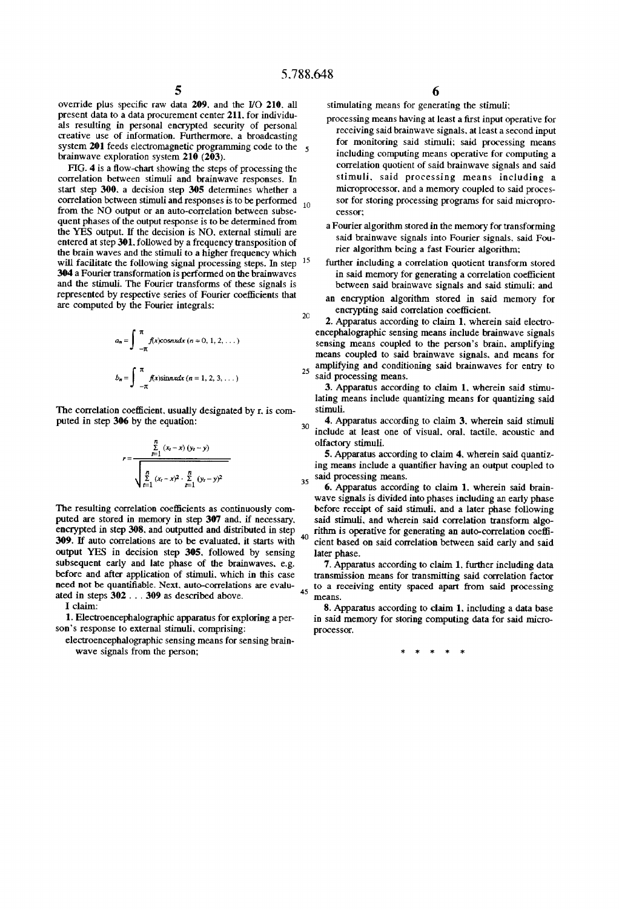override plus specific raw data 209, and the I/O 210, all present data to a data procurement center 211, for individuals resulting in personal encrypted security of personal creative use of information. Furthermore, a broadcasting system 201 feeds electromagnetic programming code to the brainwave exploration system 210 (203).

FIG. 4 is a flow-chart showing the steps of processing the correlation between stimuli and brainwave responses. In start step 300, a decision step 305 determines whether a correlation between stimuli and responses is to be performed from the NO output or an auto-correlation between subsequent phases of the output response is to be determined from the YES output. If the decision is NO, external stimuli are entered at step 301, followed by a frequency transposition of the brain waves and the stimuli to a higher frequency which will facilitate the following signal processing steps. In step 304 a Fourier transformation is performed on the brainwaves and the stimuli. The Fourier transforms of these signals is represented by respective series of Fourier coefficients that are computed by the Fourier integrals:

$$a_n = \int_{-\pi}^{\pi} f(x)\cos nx dx \ (n = 0, 1, 2, \ldots)$$

$$b_n = \int_{-\pi}^{\pi} f(x)\sin nx dx \ (n = 1, 2, 3, \ldots)$$

The correlation coefficient, usually designated by r, is computed in step 306 by the equation:

$$r = \frac{\sum_{i=1}^{n} (x_i - x)(y_i - y)}{\sqrt{\sum_{i=1}^{n} (x_i - x)^2 \cdot \sum_{i=1}^{n} (y_i - y)^2}}$$

The resulting correlation coefficients as continuously computed are stored in memory in step 307 and, if necessary, encrypted in step 308, and outputted and distributed in step 309. If auto correlations are to be evaluated, it starts with output YES in decision step 305, followed by sensing subsequent early and late phase of the brainwaves, e.g. before and after application of stimuli, which in this case need not be quantifiable. Next, auto-correlations are evaluated in steps 302 . . . 309 as described above.

I claim:

1. Electroencephalographic apparatus for exploring a person's response to external stimuli, comprising:

electroencephalographic sensing means for sensing brainwave signals from the person;

stimulating means for generating the stimuli;

processing means having at least a first input operative for receiving said brainwave signals, at least a second input for monitoring said stimuli; said processing means including computing means operative for computing a correlation quotient of said brainwave signals and said stimuli, said processing means including a microprocessor, and a memory coupled to said processor for storing processing programs for said microprocessor;

a Fourier algorithm stored in the memory for transforming said brainwave signals into Fourier signals, said Fourier algorithm being a fast Fourier algorithm;

further including a correlation quotient transform stored in said memory for generating a correlation coefficient between said brainwave signals and said stimuli; and

an encryption algorithm stored in said memory for encrypting said correlation coefficient.

2. Apparatus according to claim 1, wherein said electroencephalographic sensing means include brainwave signals sensing means coupled to the person's brain, amplifying means coupled to said brainwave signals, and means for amplifying and conditioning said brainwaves for entry to said processing means.

3. Apparatus according to claim 1, wherein said stimulating means include quantizing means for quantizing said stimuli.

4. Apparatus according to claim 3, wherein said stimuli include at least one of visual, oral, tactile, acoustic and olfactory stimuli.

5. Apparatus according to claim 4, wherein said quantizing means include a quantifier having an output coupled to said processing means.

6. Apparatus according to claim 1, wherein said brainwave signals is divided into phases including an early phase before receipt of said stimuli, and a later phase following said stimuli, and wherein said correlation transform algorithm is operative for generating an auto-correlation coefficient based on said correlation between said early and said later phase.

7. Apparatus according to claim 1, further including data transmission means for transmitting said correlation factor to a receiving entity spaced apart from said processing means.

8. Apparatus according to claim 1, including a data base in said memory for storing computing data for said microprocessor.

\* \* \* \* \*